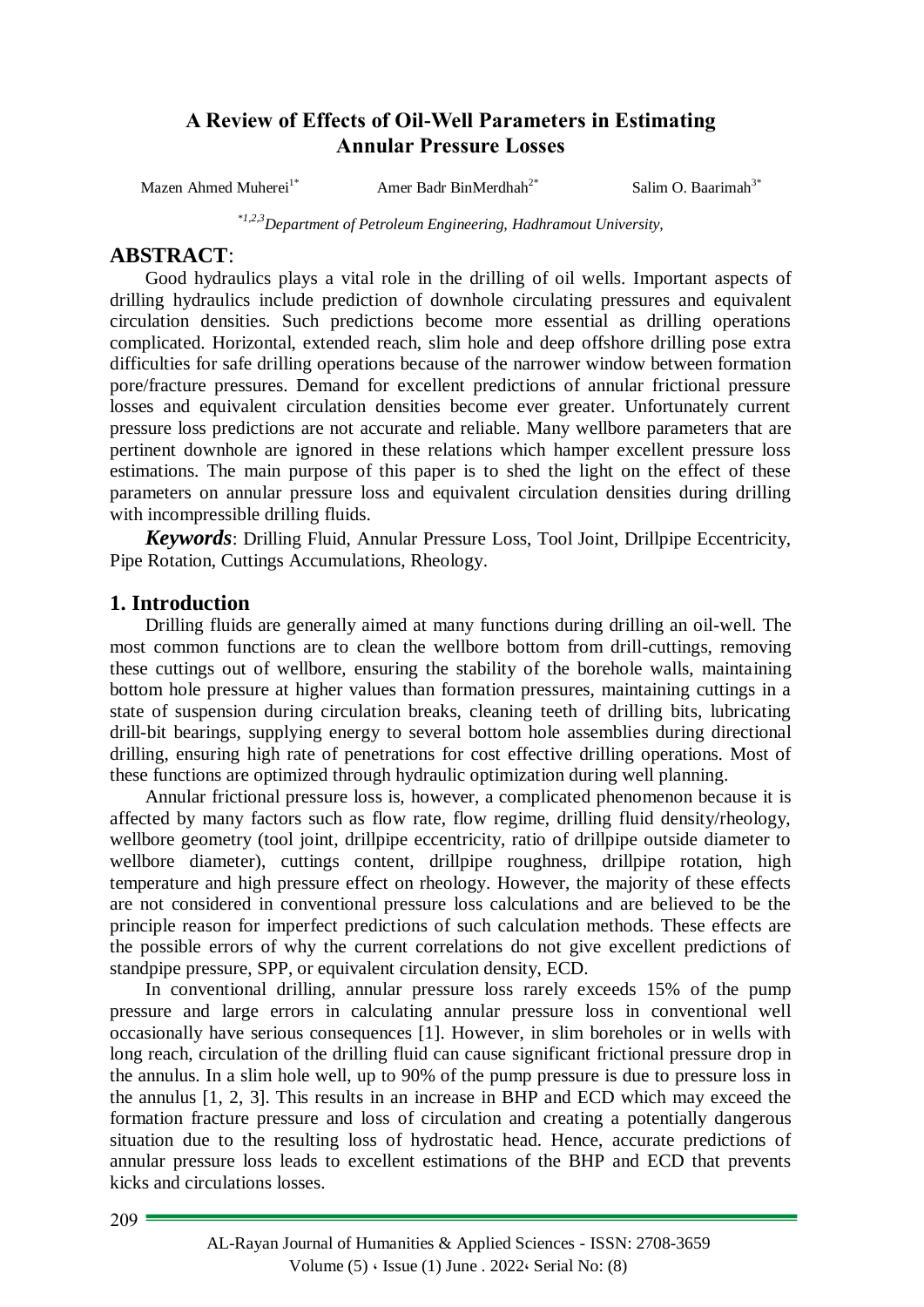# A Review of Effects of Oil-Well Parameters in Estimating Annular Pressure Losses

Mazen Ahmed Muherei[1*] Amer Badr BinMerdhah[2*] Salim O. Baarimah[3*]

[*1,2,3] *Department of Petroleum Engineering, Hadhramout University,*

## ABSTRACT:

Good hydraulics plays a vital role in the drilling of oil wells. Important aspects of drilling hydraulics include prediction of downhole circulating pressures and equivalent circulation densities. Such predictions become more essential as drilling operations complicated. Horizontal, extended reach, slim hole and deep offshore drilling pose extra difficulties for safe drilling operations because of the narrower window between formation pore/fracture pressures. Demand for excellent predictions of annular frictional pressure losses and equivalent circulation densities become ever greater. Unfortunately current pressure loss predictions are not accurate and reliable. Many wellbore parameters that are pertinent downhole are ignored in these relations which hamper excellent pressure loss estimations. The main purpose of this paper is to shed the light on the effect of these parameters on annular pressure loss and equivalent circulation densities during drilling with incompressible drilling fluids.

***Keywords***: Drilling Fluid, Annular Pressure Loss, Tool Joint, Drillpipe Eccentricity, Pipe Rotation, Cuttings Accumulations, Rheology.

## 1. Introduction

Drilling fluids are generally aimed at many functions during drilling an oil-well. The most common functions are to clean the wellbore bottom from drill-cuttings, removing these cuttings out of wellbore, ensuring the stability of the borehole walls, maintaining bottom hole pressure at higher values than formation pressures, maintaining cuttings in a state of suspension during circulation breaks, cleaning teeth of drilling bits, lubricating drill-bit bearings, supplying energy to several bottom hole assemblies during directional drilling, ensuring high rate of penetrations for cost effective drilling operations. Most of these functions are optimized through hydraulic optimization during well planning.

Annular frictional pressure loss is, however, a complicated phenomenon because it is affected by many factors such as flow rate, flow regime, drilling fluid density/rheology, wellbore geometry (tool joint, drillpipe eccentricity, ratio of drillpipe outside diameter to wellbore diameter), cuttings content, drillpipe roughness, drillpipe rotation, high temperature and high pressure effect on rheology. However, the majority of these effects are not considered in conventional pressure loss calculations and are believed to be the principle reason for imperfect predictions of such calculation methods. These effects are the possible errors of why the current correlations do not give excellent predictions of standpipe pressure, SPP, or equivalent circulation density, ECD.

In conventional drilling, annular pressure loss rarely exceeds 15% of the pump pressure and large errors in calculating annular pressure loss in conventional well occasionally have serious consequences [1]. However, in slim boreholes or in wells with long reach, circulation of the drilling fluid can cause significant frictional pressure drop in the annulus. In a slim hole well, up to 90% of the pump pressure is due to pressure loss in the annulus [1, 2, 3]. This results in an increase in BHP and ECD which may exceed the formation fracture pressure and loss of circulation and creating a potentially dangerous situation due to the resulting loss of hydrostatic head. Hence, accurate predictions of annular pressure loss leads to excellent estimations of the BHP and ECD that prevents kicks and circulations losses.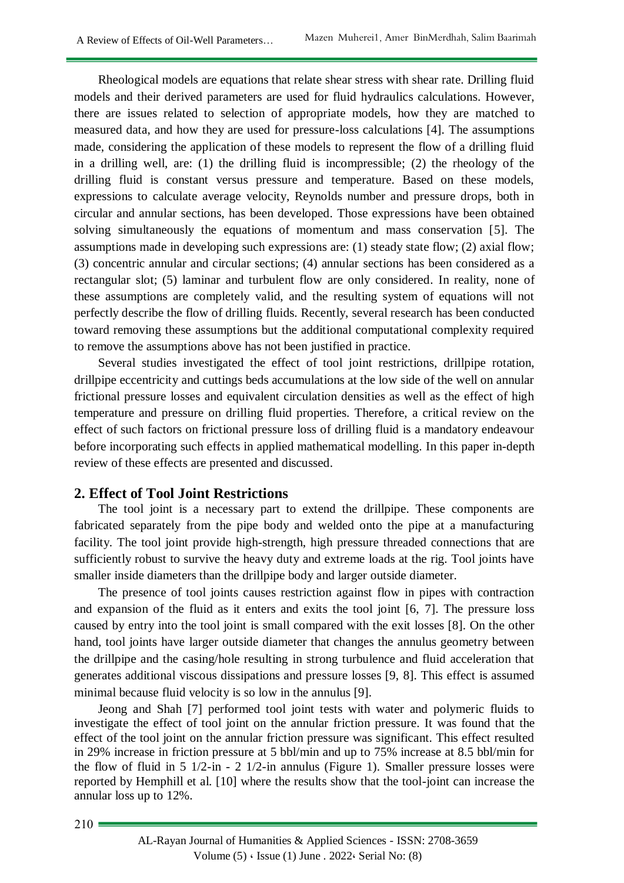Rheological models are equations that relate shear stress with shear rate. Drilling fluid models and their derived parameters are used for fluid hydraulics calculations. However, there are issues related to selection of appropriate models, how they are matched to measured data, and how they are used for pressure-loss calculations [4]. The assumptions made, considering the application of these models to represent the flow of a drilling fluid in a drilling well, are: (1) the drilling fluid is incompressible; (2) the rheology of the drilling fluid is constant versus pressure and temperature. Based on these models, expressions to calculate average velocity, Reynolds number and pressure drops, both in circular and annular sections, has been developed. Those expressions have been obtained solving simultaneously the equations of momentum and mass conservation [5]. The assumptions made in developing such expressions are: (1) steady state flow; (2) axial flow; (3) concentric annular and circular sections; (4) annular sections has been considered as a rectangular slot; (5) laminar and turbulent flow are only considered. In reality, none of these assumptions are completely valid, and the resulting system of equations will not perfectly describe the flow of drilling fluids. Recently, several research has been conducted toward removing these assumptions but the additional computational complexity required to remove the assumptions above has not been justified in practice.

Several studies investigated the effect of tool joint restrictions, drillpipe rotation, drillpipe eccentricity and cuttings beds accumulations at the low side of the well on annular frictional pressure losses and equivalent circulation densities as well as the effect of high temperature and pressure on drilling fluid properties. Therefore, a critical review on the effect of such factors on frictional pressure loss of drilling fluid is a mandatory endeavour before incorporating such effects in applied mathematical modelling. In this paper in-depth review of these effects are presented and discussed.

## 2. Effect of Tool Joint Restrictions

The tool joint is a necessary part to extend the drillpipe. These components are fabricated separately from the pipe body and welded onto the pipe at a manufacturing facility. The tool joint provide high-strength, high pressure threaded connections that are sufficiently robust to survive the heavy duty and extreme loads at the rig. Tool joints have smaller inside diameters than the drillpipe body and larger outside diameter.

The presence of tool joints causes restriction against flow in pipes with contraction and expansion of the fluid as it enters and exits the tool joint [6, 7]. The pressure loss caused by entry into the tool joint is small compared with the exit losses [8]. On the other hand, tool joints have larger outside diameter that changes the annulus geometry between the drillpipe and the casing/hole resulting in strong turbulence and fluid acceleration that generates additional viscous dissipations and pressure losses [9, 8]. This effect is assumed minimal because fluid velocity is so low in the annulus [9].

Jeong and Shah [7] performed tool joint tests with water and polymeric fluids to investigate the effect of tool joint on the annular friction pressure. It was found that the effect of the tool joint on the annular friction pressure was significant. This effect resulted in 29% increase in friction pressure at 5 bbl/min and up to 75% increase at 8.5 bbl/min for the flow of fluid in 5 1/2-in - 2 1/2-in annulus (Figure 1). Smaller pressure losses were reported by Hemphill et al. [10] where the results show that the tool-joint can increase the annular loss up to 12%.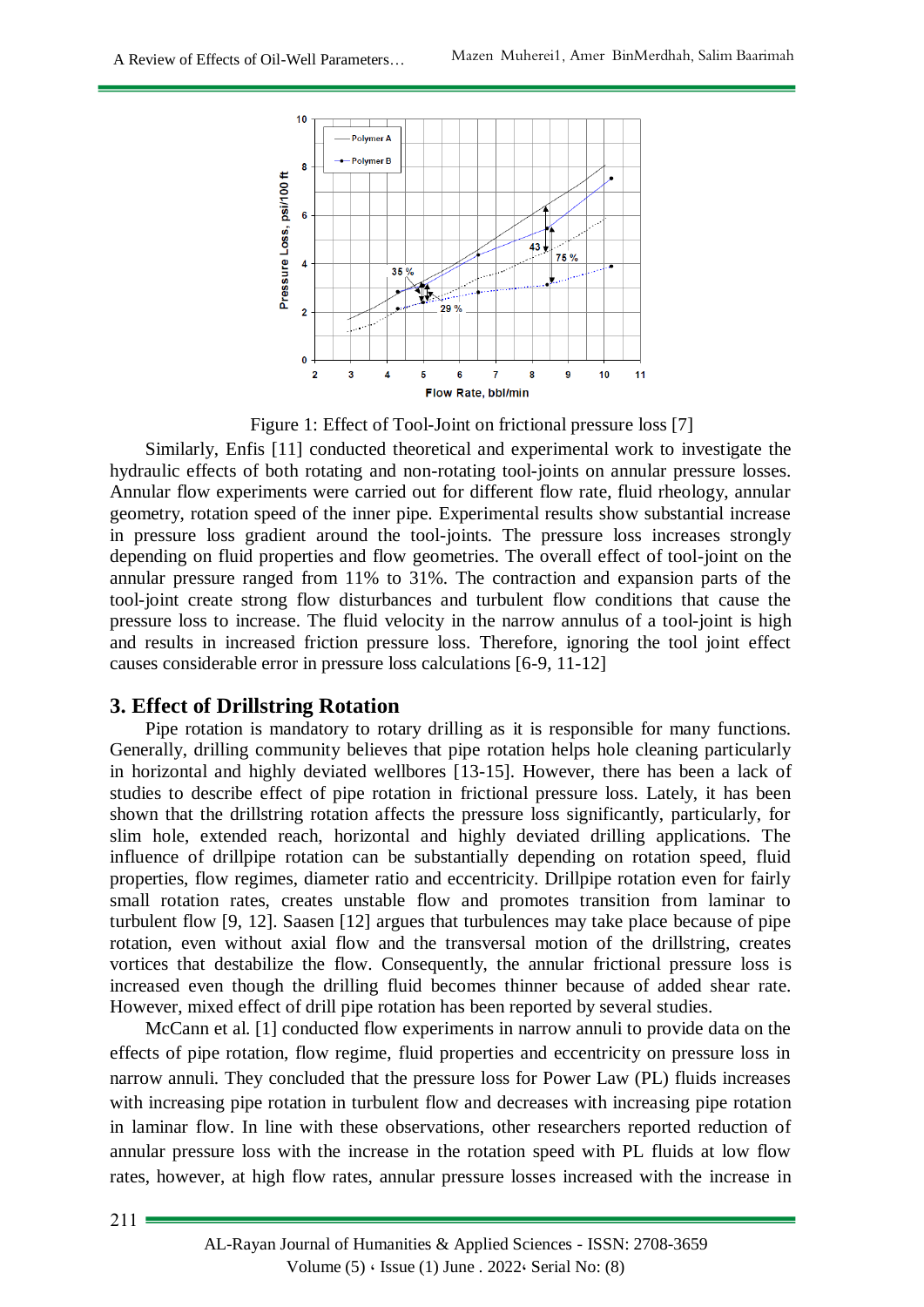Pressure Loss, psi/100 ft

Flow Rate, bbl/min

Polymer A

Polymer B

35 %

29 %

43 %

75 %

Figure 1: Effect of Tool-Joint on frictional pressure loss [7]

Similarly, Enfis [11] conducted theoretical and experimental work to investigate the hydraulic effects of both rotating and non-rotating tool-joints on annular pressure losses. Annular flow experiments were carried out for different flow rate, fluid rheology, annular geometry, rotation speed of the inner pipe. Experimental results show substantial increase in pressure loss gradient around the tool-joints. The pressure loss increases strongly depending on fluid properties and flow geometries. The overall effect of tool-joint on the annular pressure ranged from 11% to 31%. The contraction and expansion parts of the tool-joint create strong flow disturbances and turbulent flow conditions that cause the pressure loss to increase. The fluid velocity in the narrow annulus of a tool-joint is high and results in increased friction pressure loss. Therefore, ignoring the tool joint effect causes considerable error in pressure loss calculations [6-9, 11-12]

## 3. Effect of Drillstring Rotation

Pipe rotation is mandatory to rotary drilling as it is responsible for many functions. Generally, drilling community believes that pipe rotation helps hole cleaning particularly in horizontal and highly deviated wellbores [13-15]. However, there has been a lack of studies to describe effect of pipe rotation in frictional pressure loss. Lately, it has been shown that the drillstring rotation affects the pressure loss significantly, particularly, for slim hole, extended reach, horizontal and highly deviated drilling applications. The influence of drillpipe rotation can be substantially depending on rotation speed, fluid properties, flow regimes, diameter ratio and eccentricity. Drillpipe rotation even for fairly small rotation rates, creates unstable flow and promotes transition from laminar to turbulent flow [9, 12]. Saasen [12] argues that turbulences may take place because of pipe rotation, even without axial flow and the transversal motion of the drillstring, creates vortices that destabilize the flow. Consequently, the annular frictional pressure loss is increased even though the drilling fluid becomes thinner because of added shear rate. However, mixed effect of drill pipe rotation has been reported by several studies.

McCann et al. [1] conducted flow experiments in narrow annuli to provide data on the effects of pipe rotation, flow regime, fluid properties and eccentricity on pressure loss in narrow annuli. They concluded that the pressure loss for Power Law (PL) fluids increases with increasing pipe rotation in turbulent flow and decreases with increasing pipe rotation in laminar flow. In line with these observations, other researchers reported reduction of annular pressure loss with the increase in the rotation speed with PL fluids at low flow rates, however, at high flow rates, annular pressure losses increased with the increase in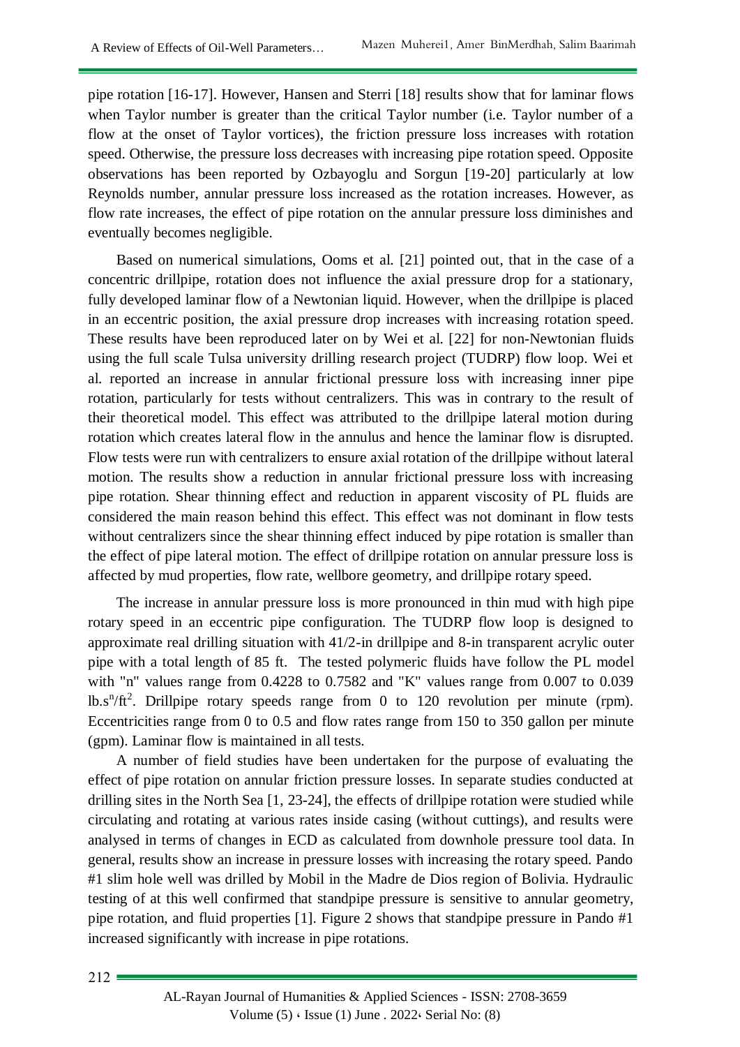pipe rotation [16-17]. However, Hansen and Sterri [18] results show that for laminar flows when Taylor number is greater than the critical Taylor number (i.e. Taylor number of a flow at the onset of Taylor vortices), the friction pressure loss increases with rotation speed. Otherwise, the pressure loss decreases with increasing pipe rotation speed. Opposite observations has been reported by Ozbayoglu and Sorgun [19-20] particularly at low Reynolds number, annular pressure loss increased as the rotation increases. However, as flow rate increases, the effect of pipe rotation on the annular pressure loss diminishes and eventually becomes negligible.

Based on numerical simulations, Ooms et al. [21] pointed out, that in the case of a concentric drillpipe, rotation does not influence the axial pressure drop for a stationary, fully developed laminar flow of a Newtonian liquid. However, when the drillpipe is placed in an eccentric position, the axial pressure drop increases with increasing rotation speed. These results have been reproduced later on by Wei et al. [22] for non-Newtonian fluids using the full scale Tulsa university drilling research project (TUDRP) flow loop. Wei et al. reported an increase in annular frictional pressure loss with increasing inner pipe rotation, particularly for tests without centralizers. This was in contrary to the result of their theoretical model. This effect was attributed to the drillpipe lateral motion during rotation which creates lateral flow in the annulus and hence the laminar flow is disrupted. Flow tests were run with centralizers to ensure axial rotation of the drillpipe without lateral motion. The results show a reduction in annular frictional pressure loss with increasing pipe rotation. Shear thinning effect and reduction in apparent viscosity of PL fluids are considered the main reason behind this effect. This effect was not dominant in flow tests without centralizers since the shear thinning effect induced by pipe rotation is smaller than the effect of pipe lateral motion. The effect of drillpipe rotation on annular pressure loss is affected by mud properties, flow rate, wellbore geometry, and drillpipe rotary speed.

The increase in annular pressure loss is more pronounced in thin mud with high pipe rotary speed in an eccentric pipe configuration. The TUDRP flow loop is designed to approximate real drilling situation with 41/2-in drillpipe and 8-in transparent acrylic outer pipe with a total length of 85 ft. The tested polymeric fluids have follow the PL model with "n" values range from 0.4228 to 0.7582 and "K" values range from 0.007 to 0.039 $lb.s^n/ft^2$. Drillpipe rotary speeds range from 0 to 120 revolution per minute (rpm). Eccentricities range from 0 to 0.5 and flow rates range from 150 to 350 gallon per minute (gpm). Laminar flow is maintained in all tests.

A number of field studies have been undertaken for the purpose of evaluating the effect of pipe rotation on annular friction pressure losses. In separate studies conducted at drilling sites in the North Sea [1, 23-24], the effects of drillpipe rotation were studied while circulating and rotating at various rates inside casing (without cuttings), and results were analysed in terms of changes in ECD as calculated from downhole pressure tool data. In general, results show an increase in pressure losses with increasing the rotary speed. Pando #1 slim hole well was drilled by Mobil in the Madre de Dios region of Bolivia. Hydraulic testing of at this well confirmed that standpipe pressure is sensitive to annular geometry, pipe rotation, and fluid properties [1]. Figure 2 shows that standpipe pressure in Pando #1 increased significantly with increase in pipe rotations.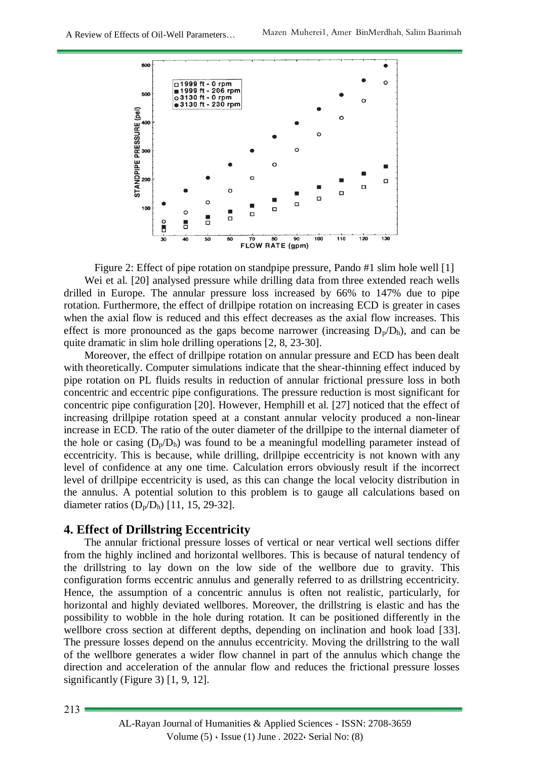600

500

400

300

200

100

STANDPIPE PRESSURE (psi)

□ 1999 ft - 0 rpm
■ 1999 ft - 206 rpm
○ 3130 ft - 0 rpm
● 3130 ft - 230 rpm

30 40 50 60 70 80 90 100 110 120 130

FLOW RATE (gpm)

Figure 2: Effect of pipe rotation on standpipe pressure, Pando #1 slim hole well [1]

Wei et al. [20] analysed pressure while drilling data from three extended reach wells drilled in Europe. The annular pressure loss increased by 66% to 147% due to pipe rotation. Furthermore, the effect of drillpipe rotation on increasing ECD is greater in cases when the axial flow is reduced and this effect decreases as the axial flow increases. This effect is more pronounced as the gaps become narrower (increasing $D_p/D_h$), and can be quite dramatic in slim hole drilling operations [2, 8, 23-30].

Moreover, the effect of drillpipe rotation on annular pressure and ECD has been dealt with theoretically. Computer simulations indicate that the shear-thinning effect induced by pipe rotation on PL fluids results in reduction of annular frictional pressure loss in both concentric and eccentric pipe configurations. The pressure reduction is most significant for concentric pipe configuration [20]. However, Hemphill et al. [27] noticed that the effect of increasing drillpipe rotation speed at a constant annular velocity produced a non-linear increase in ECD. The ratio of the outer diameter of the drillpipe to the internal diameter of the hole or casing ($D_p/D_h$) was found to be a meaningful modelling parameter instead of eccentricity. This is because, while drilling, drillpipe eccentricity is not known with any level of confidence at any one time. Calculation errors obviously result if the incorrect level of drillpipe eccentricity is used, as this can change the local velocity distribution in the annulus. A potential solution to this problem is to gauge all calculations based on diameter ratios ($D_p/D_h$) [11, 15, 29-32].

## 4. Effect of Drillstring Eccentricity

The annular frictional pressure losses of vertical or near vertical well sections differ from the highly inclined and horizontal wellbores. This is because of natural tendency of the drillstring to lay down on the low side of the wellbore due to gravity. This configuration forms eccentric annulus and generally referred to as drillstring eccentricity. Hence, the assumption of a concentric annulus is often not realistic, particularly, for horizontal and highly deviated wellbores. Moreover, the drillstring is elastic and has the possibility to wobble in the hole during rotation. It can be positioned differently in the wellbore cross section at different depths, depending on inclination and hook load [33]. The pressure losses depend on the annulus eccentricity. Moving the drillstring to the wall of the wellbore generates a wider flow channel in part of the annulus which change the direction and acceleration of the annular flow and reduces the frictional pressure losses significantly (Figure 3) [1, 9, 12].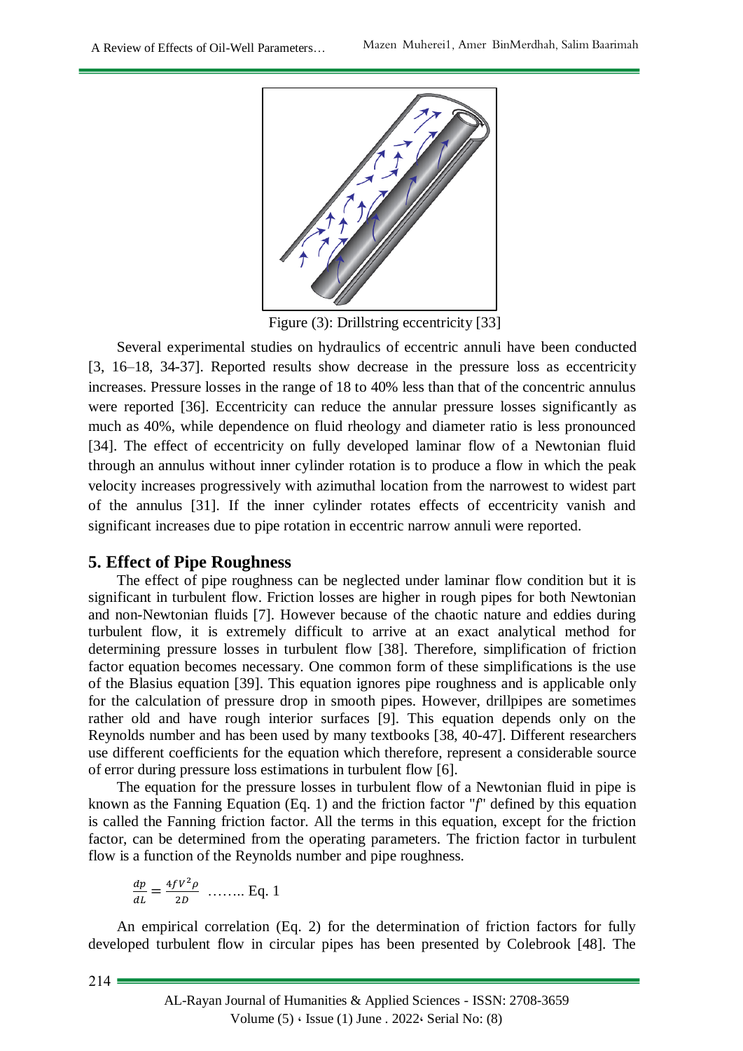Figure (3): Drillstring eccentricity [33]

Several experimental studies on hydraulics of eccentric annuli have been conducted [3, 16–18, 34-37]. Reported results show decrease in the pressure loss as eccentricity increases. Pressure losses in the range of 18 to 40% less than that of the concentric annulus were reported [36]. Eccentricity can reduce the annular pressure losses significantly as much as 40%, while dependence on fluid rheology and diameter ratio is less pronounced [34]. The effect of eccentricity on fully developed laminar flow of a Newtonian fluid through an annulus without inner cylinder rotation is to produce a flow in which the peak velocity increases progressively with azimuthal location from the narrowest to widest part of the annulus [31]. If the inner cylinder rotates effects of eccentricity vanish and significant increases due to pipe rotation in eccentric narrow annuli were reported.

## 5. Effect of Pipe Roughness

The effect of pipe roughness can be neglected under laminar flow condition but it is significant in turbulent flow. Friction losses are higher in rough pipes for both Newtonian and non-Newtonian fluids [7]. However because of the chaotic nature and eddies during turbulent flow, it is extremely difficult to arrive at an exact analytical method for determining pressure losses in turbulent flow [38]. Therefore, simplification of friction factor equation becomes necessary. One common form of these simplifications is the use of the Blasius equation [39]. This equation ignores pipe roughness and is applicable only for the calculation of pressure drop in smooth pipes. However, drillpipes are sometimes rather old and have rough interior surfaces [9]. This equation depends only on the Reynolds number and has been used by many textbooks [38, 40-47]. Different researchers use different coefficients for the equation which therefore, represent a considerable source of error during pressure loss estimations in turbulent flow [6].

The equation for the pressure losses in turbulent flow of a Newtonian fluid in pipe is known as the Fanning Equation (Eq. 1) and the friction factor "$f$" defined by this equation is called the Fanning friction factor. All the terms in this equation, except for the friction factor, can be determined from the operating parameters. The friction factor in turbulent flow is a function of the Reynolds number and pipe roughness.

$$\frac{dp}{dL} = \frac{4fV^2\rho}{2D} \quad \text{…….. Eq. 1}$$

An empirical correlation (Eq. 2) for the determination of friction factors for fully developed turbulent flow in circular pipes has been presented by Colebrook [48]. The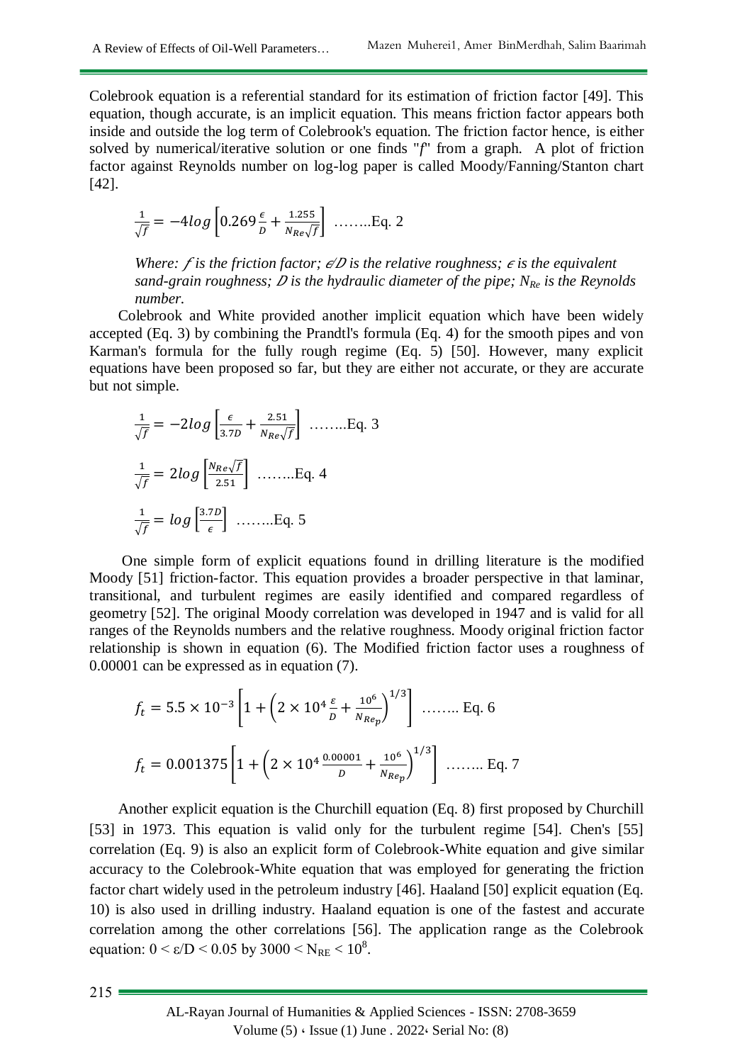Colebrook equation is a referential standard for its estimation of friction factor [49]. This equation, though accurate, is an implicit equation. This means friction factor appears both inside and outside the log term of Colebrook's equation. The friction factor hence, is either solved by numerical/iterative solution or one finds "$f$" from a graph. A plot of friction factor against Reynolds number on log-log paper is called Moody/Fanning/Stanton chart [42].

$$\frac{1}{\sqrt{f}} = -4log\left[0.269\frac{\epsilon}{D} + \frac{1.255}{N_{Re}\sqrt{f}}\right] \text{ ……..Eq. 2}$$

*Where: $f$ is the friction factor; $\epsilon/D$ is the relative roughness; $\epsilon$ is the equivalent sand-grain roughness; $D$ is the hydraulic diameter of the pipe; $N_{Re}$ is the Reynolds number.*

Colebrook and White provided another implicit equation which have been widely accepted (Eq. 3) by combining the Prandtl's formula (Eq. 4) for the smooth pipes and von Karman's formula for the fully rough regime (Eq. 5) [50]. However, many explicit equations have been proposed so far, but they are either not accurate, or they are accurate but not simple.

$$\frac{1}{\sqrt{f}} = -2log\left[\frac{\epsilon}{3.7D} + \frac{2.51}{N_{Re}\sqrt{f}}\right] \text{ ……..Eq. 3}$$

$$\frac{1}{\sqrt{f}} = 2log\left[\frac{N_{Re}\sqrt{f}}{2.51}\right] \text{ ……..Eq. 4}$$

$$\frac{1}{\sqrt{f}} = log\left[\frac{3.7D}{\epsilon}\right] \text{ ……..Eq. 5}$$

One simple form of explicit equations found in drilling literature is the modified Moody [51] friction-factor. This equation provides a broader perspective in that laminar, transitional, and turbulent regimes are easily identified and compared regardless of geometry [52]. The original Moody correlation was developed in 1947 and is valid for all ranges of the Reynolds numbers and the relative roughness. Moody original friction factor relationship is shown in equation (6). The Modified friction factor uses a roughness of 0.00001 can be expressed as in equation (7).

$$f_t = 5.5 \times 10^{-3}\left[1 + \left(2 \times 10^4\frac{\varepsilon}{D} + \frac{10^6}{N_{Re_p}}\right)^{1/3}\right] \text{ …….. Eq. 6}$$

$$f_t = 0.001375\left[1 + \left(2 \times 10^4\frac{0.00001}{D} + \frac{10^6}{N_{Re_p}}\right)^{1/3}\right] \text{ …….. Eq. 7}$$

Another explicit equation is the Churchill equation (Eq. 8) first proposed by Churchill [53] in 1973. This equation is valid only for the turbulent regime [54]. Chen's [55] correlation (Eq. 9) is also an explicit form of Colebrook-White equation and give similar accuracy to the Colebrook-White equation that was employed for generating the friction factor chart widely used in the petroleum industry [46]. Haaland [50] explicit equation (Eq. 10) is also used in drilling industry. Haaland equation is one of the fastest and accurate correlation among the other correlations [56]. The application range as the Colebrook equation: $0 < \varepsilon/D < 0.05$ by $3000 < N_{RE} < 10^8$.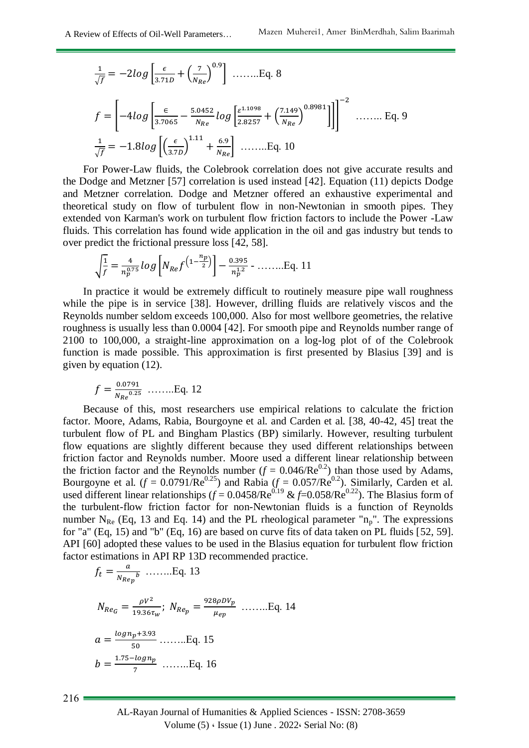$$\frac{1}{\sqrt{f}} = -2log\left[\frac{\epsilon}{3.71D} + \left(\frac{7}{N_{Re}}\right)^{0.9}\right] \text{ ……..Eq. 8}$$

$$f = \left[-4log\left[\frac{\epsilon}{3.7065} - \frac{5.0452}{N_{Re}}log\left[\frac{\varepsilon^{1.1098}}{2.8257} + \left(\frac{7.149}{N_{Re}}\right)^{0.8981}\right]\right]\right]^{-2} \text{ …….. Eq. 9}$$

$$\frac{1}{\sqrt{f}} = -1.8log\left[\left(\frac{\epsilon}{3.7D}\right)^{1.11} + \frac{6.9}{N_{Re}}\right] \text{ ……..Eq. 10}$$

For Power-Law fluids, the Colebrook correlation does not give accurate results and the Dodge and Metzner [57] correlation is used instead [42]. Equation (11) depicts Dodge and Metzner correlation. Dodge and Metzner offered an exhaustive experimental and theoretical study on flow of turbulent flow in non-Newtonian in smooth pipes. They extended von Karman's work on turbulent flow friction factors to include the Power -Law fluids. This correlation has found wide application in the oil and gas industry but tends to over predict the frictional pressure loss [42, 58].

$$\sqrt{\frac{1}{f}} = \frac{4}{n_p^{0.75}}log\left[N_{Re}f^{\left(1-\frac{n_p}{2}\right)}\right] - \frac{0.395}{n_p^{1.2}} \text{ - ……..Eq. 11}$$

In practice it would be extremely difficult to routinely measure pipe wall roughness while the pipe is in service [38]. However, drilling fluids are relatively viscos and the Reynolds number seldom exceeds 100,000. Also for most wellbore geometries, the relative roughness is usually less than 0.0004 [42]. For smooth pipe and Reynolds number range of 2100 to 100,000, a straight-line approximation on a log-log plot of of the Colebrook function is made possible. This approximation is first presented by Blasius [39] and is given by equation (12).

$$f = \frac{0.0791}{N_{Re}{}^{0.25}} \text{ ……..Eq. 12}$$

Because of this, most researchers use empirical relations to calculate the friction factor. Moore, Adams, Rabia, Bourgoyne et al. and Carden et al. [38, 40-42, 45] treat the turbulent flow of PL and Bingham Plastics (BP) similarly. However, resulting turbulent flow equations are slightly different because they used different relationships between friction factor and Reynolds number. Moore used a different linear relationship between the friction factor and the Reynolds number ($f = 0.046/Re^{0.2}$) than those used by Adams, Bourgoyne et al. ($f = 0.0791/Re^{0.25}$) and Rabia ($f = 0.057/Re^{0.2}$). Similarly, Carden et al. used different linear relationships ($f = 0.0458/Re^{0.19}$ & $f=0.058/Re^{0.22}$). The Blasius form of the turbulent-flow friction factor for non-Newtonian fluids is a function of Reynolds number $N_{Re}$ (Eq, 13 and Eq. 14) and the PL rheological parameter "$n_p$". The expressions for "a" (Eq, 15) and "b" (Eq, 16) are based on curve fits of data taken on PL fluids [52, 59]. API [60] adopted these values to be used in the Blasius equation for turbulent flow friction factor estimations in API RP 13D recommended practice.

$$f_t = \frac{a}{N_{Re_p}{}^{b}} \text{ ……..Eq. 13}$$

$$N_{Re_G} = \frac{\rho V^2}{19.36\tau_w};\ N_{Re_p} = \frac{928\rho D V_p}{\mu_{ep}} \text{ ……..Eq. 14}$$

$$a = \frac{log\, n_p + 3.93}{50} \text{ ……..Eq. 15}$$

$$b = \frac{1.75 - log\, n_p}{7} \text{ ……..Eq. 16}$$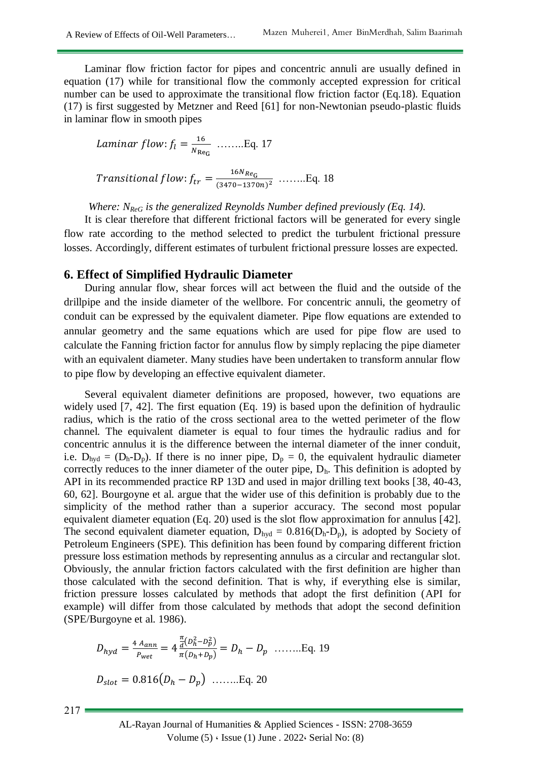Laminar flow friction factor for pipes and concentric annuli are usually defined in equation (17) while for transitional flow the commonly accepted expression for critical number can be used to approximate the transitional flow friction factor (Eq.18). Equation (17) is first suggested by Metzner and Reed [61] for non-Newtonian pseudo-plastic fluids in laminar flow in smooth pipes

$$Laminar\ flow: f_l = \frac{16}{N_{\mathrm{Re_G}}} \quad \text{……..Eq. 17}$$

$$Transitional\ flow: f_{tr} = \frac{16N_{Re_{\mathrm{G}}}}{(3470-1370n)^2} \quad \text{……..Eq. 18}$$

*Where: $N_{ReG}$ is the generalized Reynolds Number defined previously (Eq. 14).*

It is clear therefore that different frictional factors will be generated for every single flow rate according to the method selected to predict the turbulent frictional pressure losses. Accordingly, different estimates of turbulent frictional pressure losses are expected.

## 6. Effect of Simplified Hydraulic Diameter

During annular flow, shear forces will act between the fluid and the outside of the drillpipe and the inside diameter of the wellbore. For concentric annuli, the geometry of conduit can be expressed by the equivalent diameter. Pipe flow equations are extended to annular geometry and the same equations which are used for pipe flow are used to calculate the Fanning friction factor for annulus flow by simply replacing the pipe diameter with an equivalent diameter. Many studies have been undertaken to transform annular flow to pipe flow by developing an effective equivalent diameter.

Several equivalent diameter definitions are proposed, however, two equations are widely used [7, 42]. The first equation (Eq. 19) is based upon the definition of hydraulic radius, which is the ratio of the cross sectional area to the wetted perimeter of the flow channel. The equivalent diameter is equal to four times the hydraulic radius and for concentric annulus it is the difference between the internal diameter of the inner conduit, i.e. $D_{hyd} = (D_h - D_p)$. If there is no inner pipe, $D_p = 0$, the equivalent hydraulic diameter correctly reduces to the inner diameter of the outer pipe, $D_h$. This definition is adopted by API in its recommended practice RP 13D and used in major drilling text books [38, 40-43, 60, 62]. Bourgoyne et al. argue that the wider use of this definition is probably due to the simplicity of the method rather than a superior accuracy. The second most popular equivalent diameter equation (Eq. 20) used is the slot flow approximation for annulus [42]. The second equivalent diameter equation, $D_{hyd} = 0.816(D_h - D_p)$, is adopted by Society of Petroleum Engineers (SPE). This definition has been found by comparing different friction pressure loss estimation methods by representing annulus as a circular and rectangular slot. Obviously, the annular friction factors calculated with the first definition are higher than those calculated with the second definition. That is why, if everything else is similar, friction pressure losses calculated by methods that adopt the first definition (API for example) will differ from those calculated by methods that adopt the second definition (SPE/Burgoyne et al. 1986).

$$D_{hyd} = \frac{4\ A_{ann}}{P_{wet}} = 4\frac{\frac{\pi}{d}\left(D_h^2 - D_p^2\right)}{\pi\left(D_h + D_p\right)} = D_h - D_p \quad \text{……..Eq. 19}$$

$$D_{slot} = 0.816\left(D_h - D_p\right) \quad \text{……..Eq. 20}$$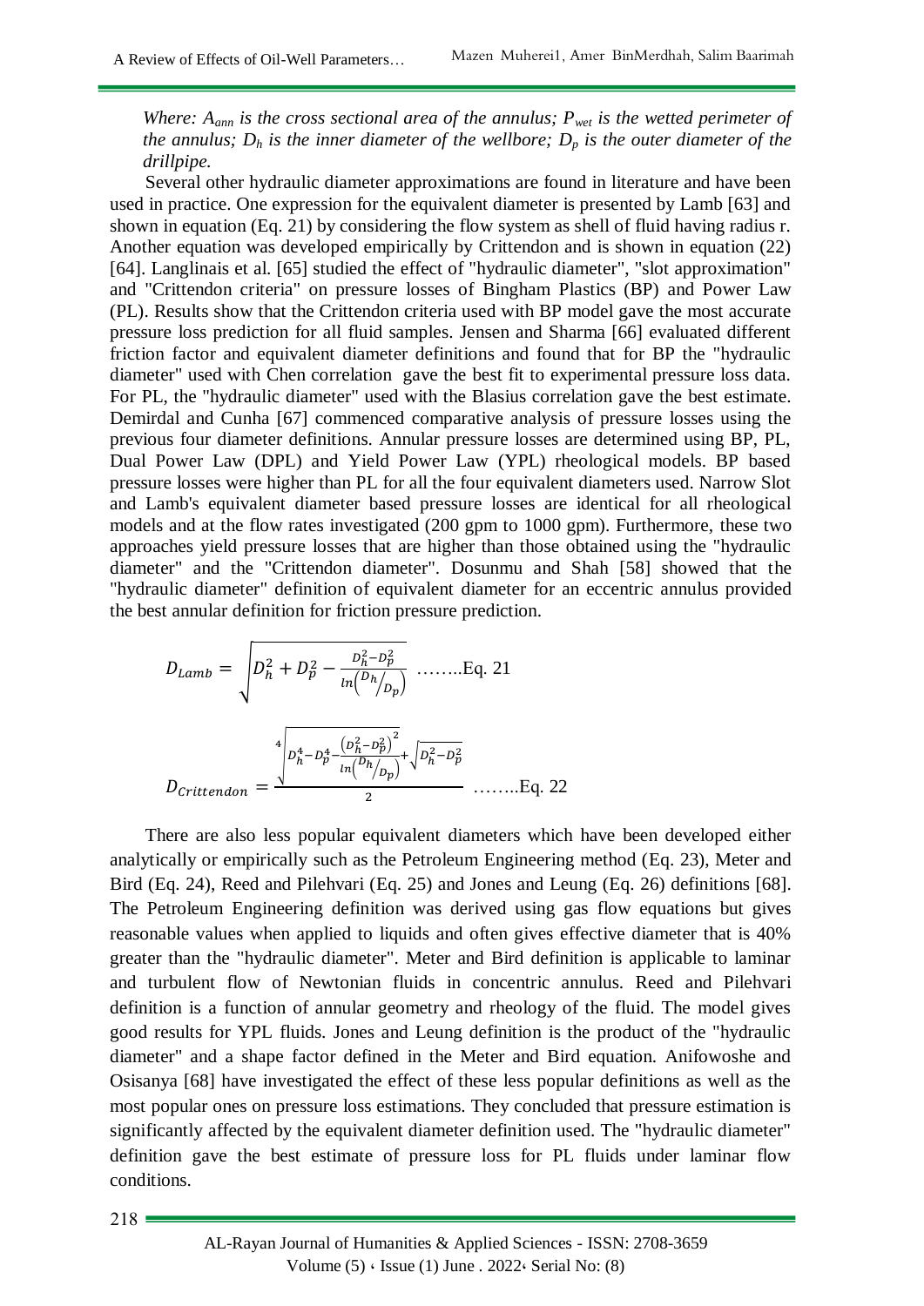*Where: $A_{ann}$ is the cross sectional area of the annulus; $P_{wet}$ is the wetted perimeter of the annulus; $D_h$ is the inner diameter of the wellbore; $D_p$ is the outer diameter of the drillpipe.*

Several other hydraulic diameter approximations are found in literature and have been used in practice. One expression for the equivalent diameter is presented by Lamb [63] and shown in equation (Eq. 21) by considering the flow system as shell of fluid having radius r. Another equation was developed empirically by Crittendon and is shown in equation (22) [64]. Langlinais et al. [65] studied the effect of "hydraulic diameter", "slot approximation" and "Crittendon criteria" on pressure losses of Bingham Plastics (BP) and Power Law (PL). Results show that the Crittendon criteria used with BP model gave the most accurate pressure loss prediction for all fluid samples. Jensen and Sharma [66] evaluated different friction factor and equivalent diameter definitions and found that for BP the "hydraulic diameter" used with Chen correlation gave the best fit to experimental pressure loss data. For PL, the "hydraulic diameter" used with the Blasius correlation gave the best estimate. Demirdal and Cunha [67] commenced comparative analysis of pressure losses using the previous four diameter definitions. Annular pressure losses are determined using BP, PL, Dual Power Law (DPL) and Yield Power Law (YPL) rheological models. BP based pressure losses were higher than PL for all the four equivalent diameters used. Narrow Slot and Lamb's equivalent diameter based pressure losses are identical for all rheological models and at the flow rates investigated (200 gpm to 1000 gpm). Furthermore, these two approaches yield pressure losses that are higher than those obtained using the "hydraulic diameter" and the "Crittendon diameter". Dosunmu and Shah [58] showed that the "hydraulic diameter" definition of equivalent diameter for an eccentric annulus provided the best annular definition for friction pressure prediction.

$$D_{Lamb} = \sqrt{D_h^2 + D_p^2 - \frac{D_h^2 - D_p^2}{\ln\left(D_h/D_p\right)}} \quad \text{……..Eq. 21}$$

$$D_{Crittendon} = \frac{\sqrt[4]{D_h^4 - D_p^4 - \frac{\left(D_h^2 - D_p^2\right)^2}{\ln\left(D_h/D_p\right)}} + \sqrt{D_h^2 - D_p^2}}{2} \quad \text{……..Eq. 22}$$

There are also less popular equivalent diameters which have been developed either analytically or empirically such as the Petroleum Engineering method (Eq. 23), Meter and Bird (Eq. 24), Reed and Pilehvari (Eq. 25) and Jones and Leung (Eq. 26) definitions [68]. The Petroleum Engineering definition was derived using gas flow equations but gives reasonable values when applied to liquids and often gives effective diameter that is 40% greater than the "hydraulic diameter". Meter and Bird definition is applicable to laminar and turbulent flow of Newtonian fluids in concentric annulus. Reed and Pilehvari definition is a function of annular geometry and rheology of the fluid. The model gives good results for YPL fluids. Jones and Leung definition is the product of the "hydraulic diameter" and a shape factor defined in the Meter and Bird equation. Anifowoshe and Osisanya [68] have investigated the effect of these less popular definitions as well as the most popular ones on pressure loss estimations. They concluded that pressure estimation is significantly affected by the equivalent diameter definition used. The "hydraulic diameter" definition gave the best estimate of pressure loss for PL fluids under laminar flow conditions.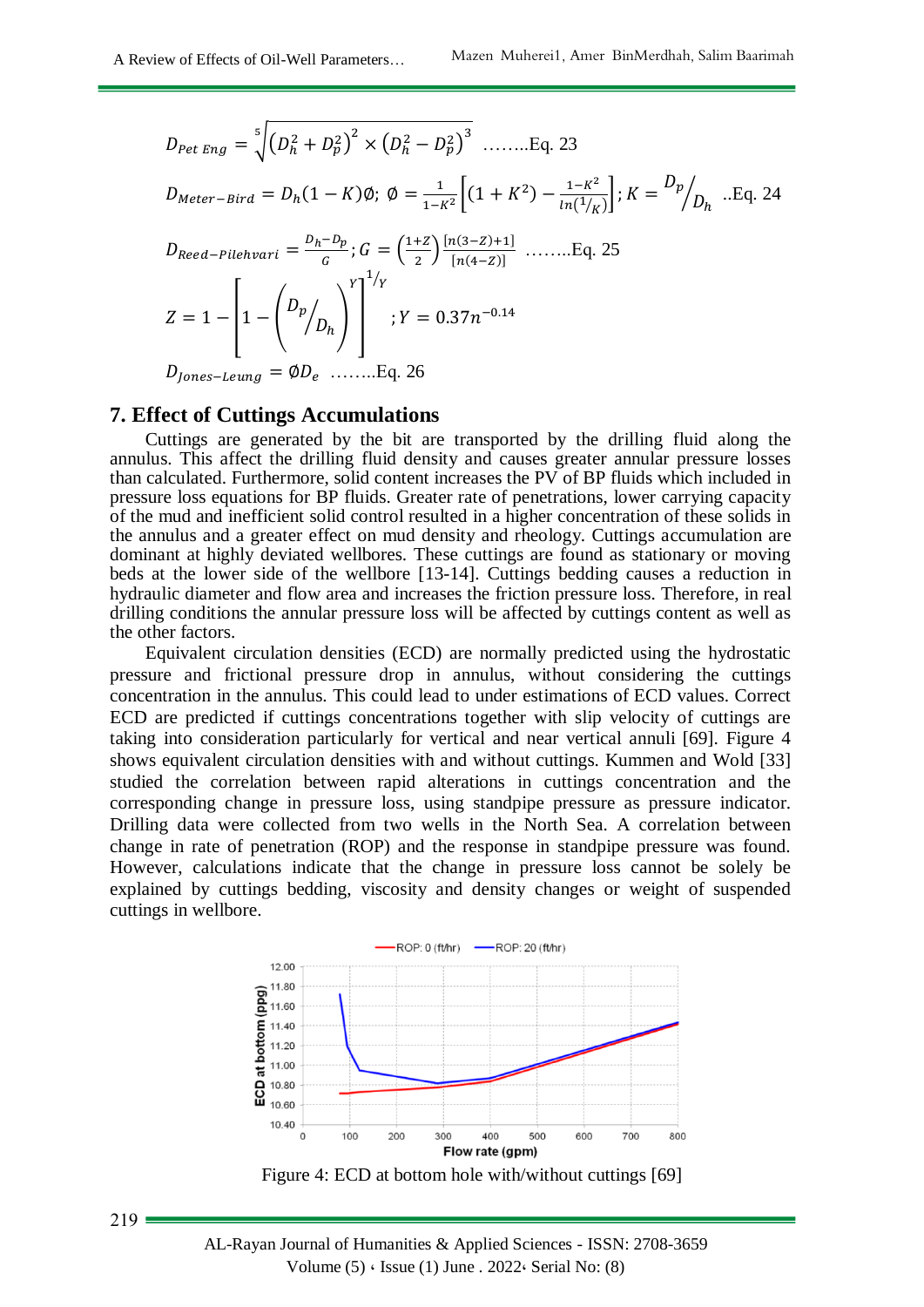$$D_{Pet\ Eng} = \sqrt[5]{\left(D_h^2 + D_p^2\right)^2 \times \left(D_h^2 - D_p^2\right)^3} \quad \text{........Eq. 23}$$

$$D_{Meter-Bird} = D_h(1-K)\emptyset;\ \emptyset = \frac{1}{1-K^2}\left[(1+K^2) - \frac{1-K^2}{ln\left(\frac{1}{K}\right)}\right];\ K = {D_p}/{D_h} \quad \text{..Eq. 24}$$

$$D_{Reed-Pilehvari} = \frac{D_h - D_p}{G};\ G = \left(\frac{1+Z}{2}\right)\frac{[n(3-Z)+1]}{[n(4-Z)]} \quad \text{........Eq. 25}$$

$$Z = 1 - \left[1 - \left({D_p}/{D_h}\right)^Y\right]^{1/Y};\ Y = 0.37n^{-0.14}$$

$$D_{Jones-Leung} = \emptyset D_e \quad \text{........Eq. 26}$$

## 7. Effect of Cuttings Accumulations

Cuttings are generated by the bit are transported by the drilling fluid along the annulus. This affect the drilling fluid density and causes greater annular pressure losses than calculated. Furthermore, solid content increases the PV of BP fluids which included in pressure loss equations for BP fluids. Greater rate of penetrations, lower carrying capacity of the mud and inefficient solid control resulted in a higher concentration of these solids in the annulus and a greater effect on mud density and rheology. Cuttings accumulation are dominant at highly deviated wellbores. These cuttings are found as stationary or moving beds at the lower side of the wellbore [13-14]. Cuttings bedding causes a reduction in hydraulic diameter and flow area and increases the friction pressure loss. Therefore, in real drilling conditions the annular pressure loss will be affected by cuttings content as well as the other factors.

Equivalent circulation densities (ECD) are normally predicted using the hydrostatic pressure and frictional pressure drop in annulus, without considering the cuttings concentration in the annulus. This could lead to under estimations of ECD values. Correct ECD are predicted if cuttings concentrations together with slip velocity of cuttings are taking into consideration particularly for vertical and near vertical annuli [69]. Figure 4 shows equivalent circulation densities with and without cuttings. Kummen and Wold [33] studied the correlation between rapid alterations in cuttings concentration and the corresponding change in pressure loss, using standpipe pressure as pressure indicator. Drilling data were collected from two wells in the North Sea. A correlation between change in rate of penetration (ROP) and the response in standpipe pressure was found. However, calculations indicate that the change in pressure loss cannot be solely be explained by cuttings bedding, viscosity and density changes or weight of suspended cuttings in wellbore.

ROP: 0 (ft/hr)
ROP: 20 (ft/hr)
ECD at bottom (ppg)
12.00
11.80
11.60
11.40
11.20
11.00
10.80
10.60
10.40
0
100
200
300
400
500
600
700
800
Flow rate (gpm)

Figure 4: ECD at bottom hole with/without cuttings [69]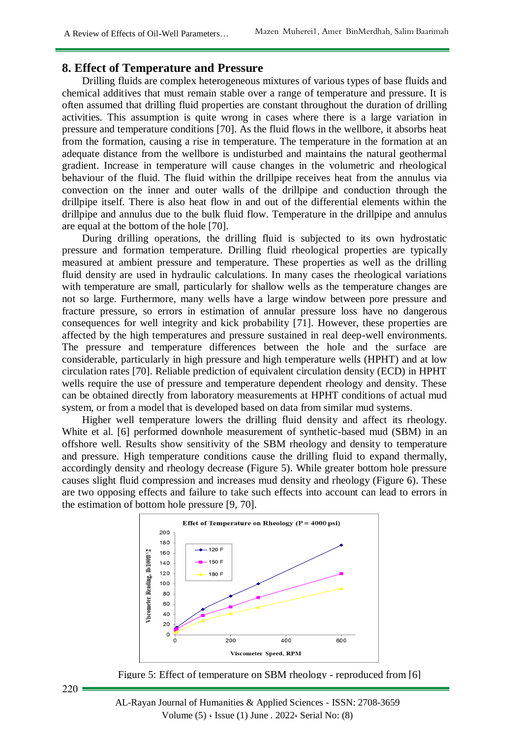## 8. Effect of Temperature and Pressure

Drilling fluids are complex heterogeneous mixtures of various types of base fluids and chemical additives that must remain stable over a range of temperature and pressure. It is often assumed that drilling fluid properties are constant throughout the duration of drilling activities. This assumption is quite wrong in cases where there is a large variation in pressure and temperature conditions [70]. As the fluid flows in the wellbore, it absorbs heat from the formation, causing a rise in temperature. The temperature in the formation at an adequate distance from the wellbore is undisturbed and maintains the natural geothermal gradient. Increase in temperature will cause changes in the volumetric and rheological behaviour of the fluid. The fluid within the drillpipe receives heat from the annulus via convection on the inner and outer walls of the drillpipe and conduction through the drillpipe itself. There is also heat flow in and out of the differential elements within the drillpipe and annulus due to the bulk fluid flow. Temperature in the drillpipe and annulus are equal at the bottom of the hole [70].

During drilling operations, the drilling fluid is subjected to its own hydrostatic pressure and formation temperature. Drilling fluid rheological properties are typically measured at ambient pressure and temperature. These properties as well as the drilling fluid density are used in hydraulic calculations. In many cases the rheological variations with temperature are small, particularly for shallow wells as the temperature changes are not so large. Furthermore, many wells have a large window between pore pressure and fracture pressure, so errors in estimation of annular pressure loss have no dangerous consequences for well integrity and kick probability [71]. However, these properties are affected by the high temperatures and pressure sustained in real deep-well environments. The pressure and temperature differences between the hole and the surface are considerable, particularly in high pressure and high temperature wells (HPHT) and at low circulation rates [70]. Reliable prediction of equivalent circulation density (ECD) in HPHT wells require the use of pressure and temperature dependent rheology and density. These can be obtained directly from laboratory measurements at HPHT conditions of actual mud system, or from a model that is developed based on data from similar mud systems.

Higher well temperature lowers the drilling fluid density and affect its rheology. White et al. [6] performed downhole measurement of synthetic-based mud (SBM) in an offshore well. Results show sensitivity of the SBM rheology and density to temperature and pressure. High temperature conditions cause the drilling fluid to expand thermally, accordingly density and rheology decrease (Figure 5). While greater bottom hole pressure causes slight fluid compression and increases mud density and rheology (Figure 6). These are two opposing effects and failure to take such effects into account can lead to errors in the estimation of bottom hole pressure [9, 70].

Effet of Temperature on Rheology (P = 4000 psi)

Viscometer Reading, lb/100ft^2

0
20
40
60
80
100
120
140
160
180
200

Viscometer Speed, RPM

0
200
400
600

120 F
150 F
180 F

Figure 5: Effect of temperature on SBM rheology - reproduced from [6]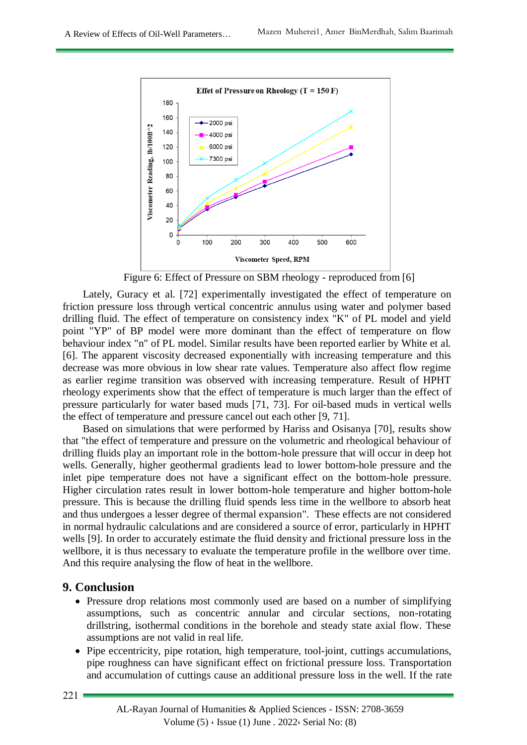Effet of Pressure on Rheology (T = 150 F)

Viscometer Reading, lb/100ft^2

180
160
140
120
100
80
60
40
20
0

0 100 200 300 400 500 600

Viscometer Speed, RPM

2000 psi
4000 psi
6000 psi
7300 psi

Figure 6: Effect of Pressure on SBM rheology - reproduced from [6]

Lately, Guracy et al. [72] experimentally investigated the effect of temperature on friction pressure loss through vertical concentric annulus using water and polymer based drilling fluid. The effect of temperature on consistency index "K" of PL model and yield point "YP" of BP model were more dominant than the effect of temperature on flow behaviour index "n" of PL model. Similar results have been reported earlier by White et al. [6]. The apparent viscosity decreased exponentially with increasing temperature and this decrease was more obvious in low shear rate values. Temperature also affect flow regime as earlier regime transition was observed with increasing temperature. Result of HPHT rheology experiments show that the effect of temperature is much larger than the effect of pressure particularly for water based muds [71, 73]. For oil-based muds in vertical wells the effect of temperature and pressure cancel out each other [9, 71].

Based on simulations that were performed by Hariss and Osisanya [70], results show that "the effect of temperature and pressure on the volumetric and rheological behaviour of drilling fluids play an important role in the bottom-hole pressure that will occur in deep hot wells. Generally, higher geothermal gradients lead to lower bottom-hole pressure and the inlet pipe temperature does not have a significant effect on the bottom-hole pressure. Higher circulation rates result in lower bottom-hole temperature and higher bottom-hole pressure. This is because the drilling fluid spends less time in the wellbore to absorb heat and thus undergoes a lesser degree of thermal expansion". These effects are not considered in normal hydraulic calculations and are considered a source of error, particularly in HPHT wells [9]. In order to accurately estimate the fluid density and frictional pressure loss in the wellbore, it is thus necessary to evaluate the temperature profile in the wellbore over time. And this require analysing the flow of heat in the wellbore.

## 9. Conclusion

- Pressure drop relations most commonly used are based on a number of simplifying assumptions, such as concentric annular and circular sections, non-rotating drillstring, isothermal conditions in the borehole and steady state axial flow. These assumptions are not valid in real life.
- Pipe eccentricity, pipe rotation, high temperature, tool-joint, cuttings accumulations, pipe roughness can have significant effect on frictional pressure loss. Transportation and accumulation of cuttings cause an additional pressure loss in the well. If the rate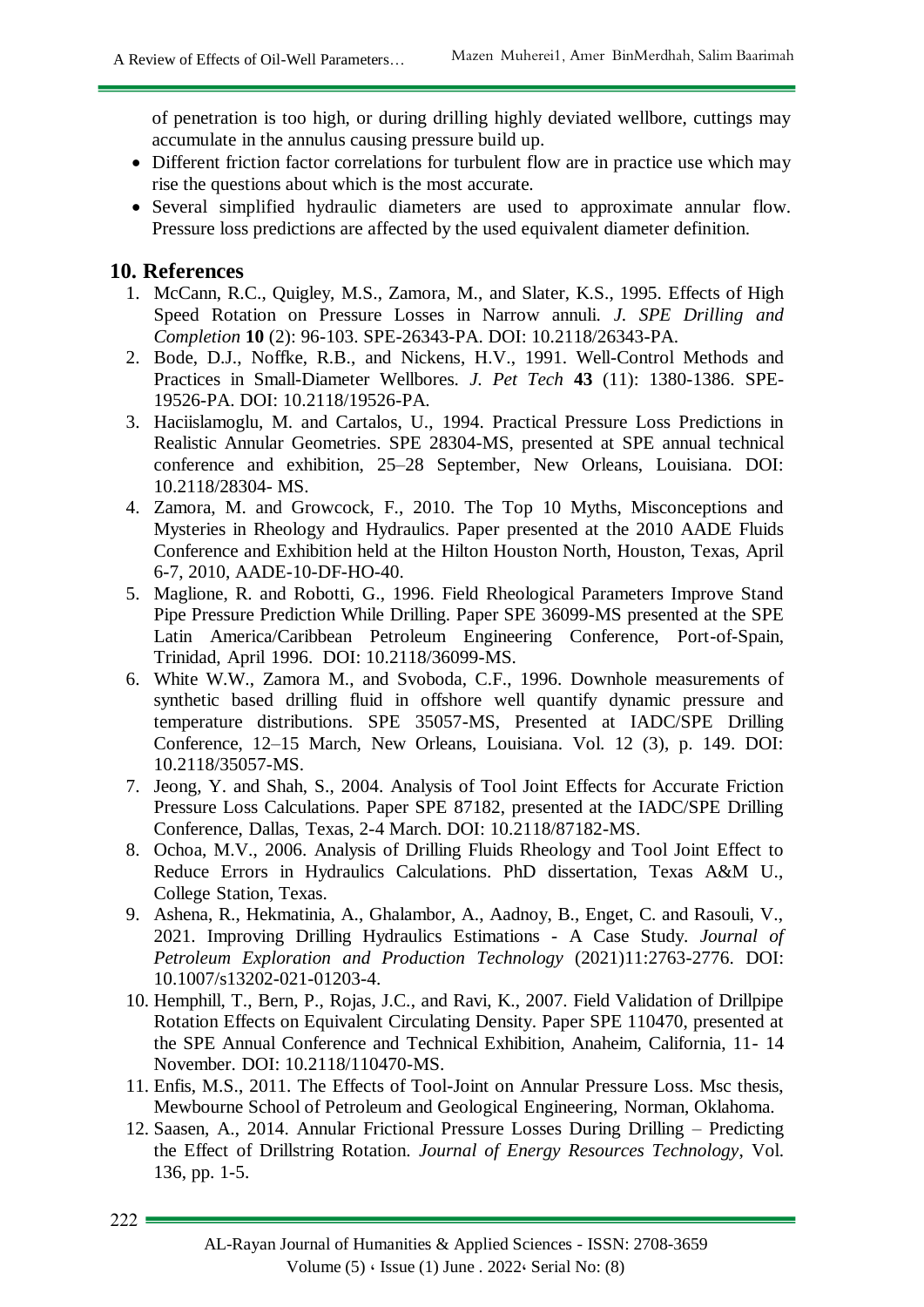of penetration is too high, or during drilling highly deviated wellbore, cuttings may accumulate in the annulus causing pressure build up.

- Different friction factor correlations for turbulent flow are in practice use which may rise the questions about which is the most accurate.
- Several simplified hydraulic diameters are used to approximate annular flow. Pressure loss predictions are affected by the used equivalent diameter definition.

## 10. References

1. McCann, R.C., Quigley, M.S., Zamora, M., and Slater, K.S., 1995. Effects of High Speed Rotation on Pressure Losses in Narrow annuli. *J. SPE Drilling and Completion* **10** (2): 96-103. SPE-26343-PA. DOI: 10.2118/26343-PA.
2. Bode, D.J., Noffke, R.B., and Nickens, H.V., 1991. Well-Control Methods and Practices in Small-Diameter Wellbores. *J. Pet Tech* **43** (11): 1380-1386. SPE-19526-PA. DOI: 10.2118/19526-PA.
3. Haciislamoglu, M. and Cartalos, U., 1994. Practical Pressure Loss Predictions in Realistic Annular Geometries. SPE 28304-MS, presented at SPE annual technical conference and exhibition, 25–28 September, New Orleans, Louisiana. DOI: 10.2118/28304- MS.
4. Zamora, M. and Growcock, F., 2010. The Top 10 Myths, Misconceptions and Mysteries in Rheology and Hydraulics. Paper presented at the 2010 AADE Fluids Conference and Exhibition held at the Hilton Houston North, Houston, Texas, April 6-7, 2010, AADE-10-DF-HO-40.
5. Maglione, R. and Robotti, G., 1996. Field Rheological Parameters Improve Stand Pipe Pressure Prediction While Drilling. Paper SPE 36099-MS presented at the SPE Latin America/Caribbean Petroleum Engineering Conference, Port-of-Spain, Trinidad, April 1996. DOI: 10.2118/36099-MS.
6. White W.W., Zamora M., and Svoboda, C.F., 1996. Downhole measurements of synthetic based drilling fluid in offshore well quantify dynamic pressure and temperature distributions. SPE 35057-MS, Presented at IADC/SPE Drilling Conference, 12–15 March, New Orleans, Louisiana. Vol. 12 (3), p. 149. DOI: 10.2118/35057-MS.
7. Jeong, Y. and Shah, S., 2004. Analysis of Tool Joint Effects for Accurate Friction Pressure Loss Calculations. Paper SPE 87182, presented at the IADC/SPE Drilling Conference, Dallas, Texas, 2-4 March. DOI: 10.2118/87182-MS.
8. Ochoa, M.V., 2006. Analysis of Drilling Fluids Rheology and Tool Joint Effect to Reduce Errors in Hydraulics Calculations. PhD dissertation, Texas A&M U., College Station, Texas.
9. Ashena, R., Hekmatinia, A., Ghalambor, A., Aadnoy, B., Enget, C. and Rasouli, V., 2021. Improving Drilling Hydraulics Estimations - A Case Study. *Journal of Petroleum Exploration and Production Technology* (2021)11:2763-2776. DOI: 10.1007/s13202-021-01203-4.
10. Hemphill, T., Bern, P., Rojas, J.C., and Ravi, K., 2007. Field Validation of Drillpipe Rotation Effects on Equivalent Circulating Density. Paper SPE 110470, presented at the SPE Annual Conference and Technical Exhibition, Anaheim, California, 11- 14 November. DOI: 10.2118/110470-MS.
11. Enfis, M.S., 2011. The Effects of Tool-Joint on Annular Pressure Loss. Msc thesis, Mewbourne School of Petroleum and Geological Engineering, Norman, Oklahoma.
12. Saasen, A., 2014. Annular Frictional Pressure Losses During Drilling – Predicting the Effect of Drillstring Rotation. *Journal of Energy Resources Technology*, Vol. 136, pp. 1-5.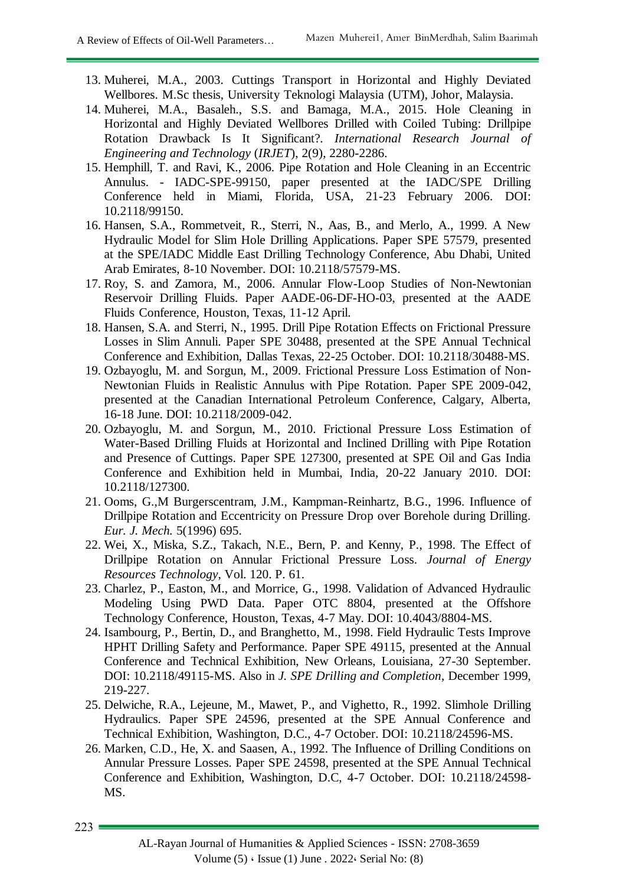13. Muherei, M.A., 2003. Cuttings Transport in Horizontal and Highly Deviated Wellbores. M.Sc thesis, University Teknologi Malaysia (UTM), Johor, Malaysia.
14. Muherei, M.A., Basaleh., S.S. and Bamaga, M.A., 2015. Hole Cleaning in Horizontal and Highly Deviated Wellbores Drilled with Coiled Tubing: Drillpipe Rotation Drawback Is It Significant?. *International Research Journal of Engineering and Technology* (*IRJET*), 2(9), 2280-2286.
15. Hemphill, T. and Ravi, K., 2006. Pipe Rotation and Hole Cleaning in an Eccentric Annulus. - IADC-SPE-99150, paper presented at the IADC/SPE Drilling Conference held in Miami, Florida, USA, 21-23 February 2006. DOI: 10.2118/99150.
16. Hansen, S.A., Rommetveit, R., Sterri, N., Aas, B., and Merlo, A., 1999. A New Hydraulic Model for Slim Hole Drilling Applications. Paper SPE 57579, presented at the SPE/IADC Middle East Drilling Technology Conference, Abu Dhabi, United Arab Emirates, 8-10 November. DOI: 10.2118/57579-MS.
17. Roy, S. and Zamora, M., 2006. Annular Flow-Loop Studies of Non-Newtonian Reservoir Drilling Fluids. Paper AADE-06-DF-HO-03, presented at the AADE Fluids Conference, Houston, Texas, 11-12 April.
18. Hansen, S.A. and Sterri, N., 1995. Drill Pipe Rotation Effects on Frictional Pressure Losses in Slim Annuli. Paper SPE 30488, presented at the SPE Annual Technical Conference and Exhibition, Dallas Texas, 22-25 October. DOI: 10.2118/30488-MS.
19. Ozbayoglu, M. and Sorgun, M., 2009. Frictional Pressure Loss Estimation of Non-Newtonian Fluids in Realistic Annulus with Pipe Rotation. Paper SPE 2009-042, presented at the Canadian International Petroleum Conference, Calgary, Alberta, 16-18 June. DOI: 10.2118/2009-042.
20. Ozbayoglu, M. and Sorgun, M., 2010. Frictional Pressure Loss Estimation of Water-Based Drilling Fluids at Horizontal and Inclined Drilling with Pipe Rotation and Presence of Cuttings. Paper SPE 127300, presented at SPE Oil and Gas India Conference and Exhibition held in Mumbai, India, 20-22 January 2010. DOI: 10.2118/127300.
21. Ooms, G.,M Burgerscentram, J.M., Kampman-Reinhartz, B.G., 1996. Influence of Drillpipe Rotation and Eccentricity on Pressure Drop over Borehole during Drilling. *Eur. J. Mech.* 5(1996) 695.
22. Wei, X., Miska, S.Z., Takach, N.E., Bern, P. and Kenny, P., 1998. The Effect of Drillpipe Rotation on Annular Frictional Pressure Loss. *Journal of Energy Resources Technology*, Vol. 120. P. 61.
23. Charlez, P., Easton, M., and Morrice, G., 1998. Validation of Advanced Hydraulic Modeling Using PWD Data. Paper OTC 8804, presented at the Offshore Technology Conference, Houston, Texas, 4-7 May. DOI: 10.4043/8804-MS.
24. Isambourg, P., Bertin, D., and Branghetto, M., 1998. Field Hydraulic Tests Improve HPHT Drilling Safety and Performance. Paper SPE 49115, presented at the Annual Conference and Technical Exhibition, New Orleans, Louisiana, 27-30 September. DOI: 10.2118/49115-MS. Also in *J. SPE Drilling and Completion*, December 1999, 219-227.
25. Delwiche, R.A., Lejeune, M., Mawet, P., and Vighetto, R., 1992. Slimhole Drilling Hydraulics. Paper SPE 24596, presented at the SPE Annual Conference and Technical Exhibition, Washington, D.C., 4-7 October. DOI: 10.2118/24596-MS.
26. Marken, C.D., He, X. and Saasen, A., 1992. The Influence of Drilling Conditions on Annular Pressure Losses. Paper SPE 24598, presented at the SPE Annual Technical Conference and Exhibition, Washington, D.C, 4-7 October. DOI: 10.2118/24598-MS.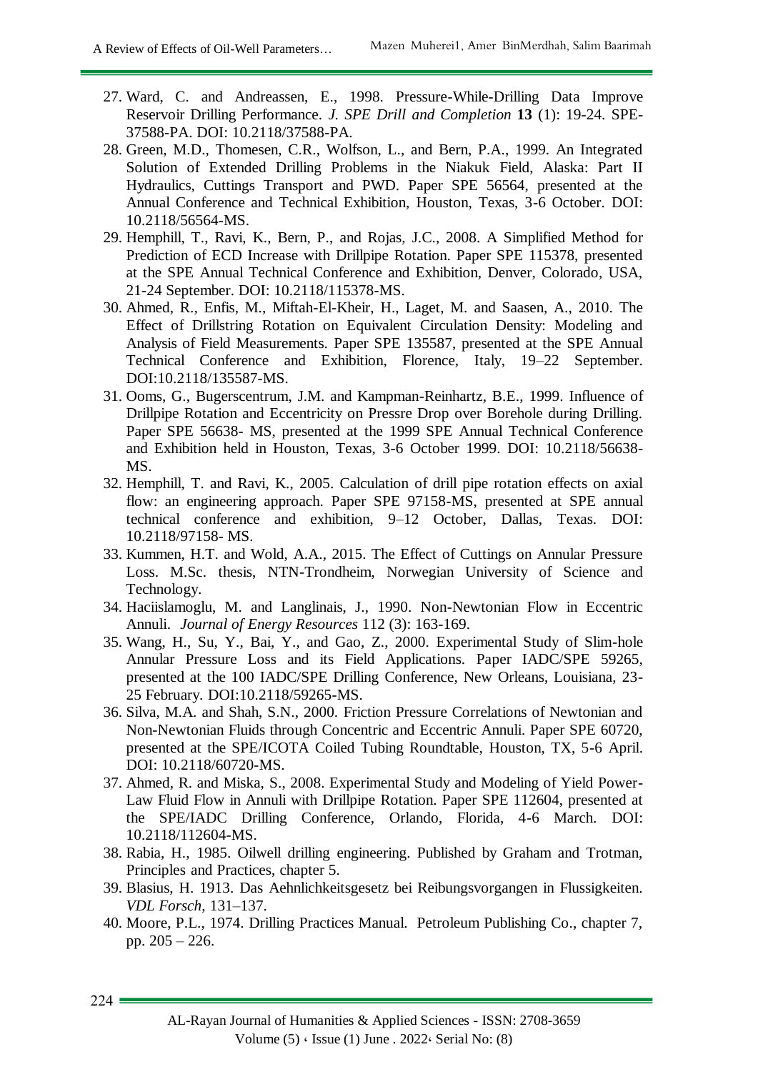27. Ward, C. and Andreassen, E., 1998. Pressure-While-Drilling Data Improve Reservoir Drilling Performance. *J. SPE Drill and Completion* **13** (1): 19-24. SPE-37588-PA. DOI: 10.2118/37588-PA.
28. Green, M.D., Thomesen, C.R., Wolfson, L., and Bern, P.A., 1999. An Integrated Solution of Extended Drilling Problems in the Niakuk Field, Alaska: Part II Hydraulics, Cuttings Transport and PWD. Paper SPE 56564, presented at the Annual Conference and Technical Exhibition, Houston, Texas, 3-6 October. DOI: 10.2118/56564-MS.
29. Hemphill, T., Ravi, K., Bern, P., and Rojas, J.C., 2008. A Simplified Method for Prediction of ECD Increase with Drillpipe Rotation. Paper SPE 115378, presented at the SPE Annual Technical Conference and Exhibition, Denver, Colorado, USA, 21-24 September. DOI: 10.2118/115378-MS.
30. Ahmed, R., Enfis, M., Miftah-El-Kheir, H., Laget, M. and Saasen, A., 2010. The Effect of Drillstring Rotation on Equivalent Circulation Density: Modeling and Analysis of Field Measurements. Paper SPE 135587, presented at the SPE Annual Technical Conference and Exhibition, Florence, Italy, 19–22 September. DOI:10.2118/135587-MS.
31. Ooms, G., Bugerscentrum, J.M. and Kampman-Reinhartz, B.E., 1999. Influence of Drillpipe Rotation and Eccentricity on Pressre Drop over Borehole during Drilling. Paper SPE 56638- MS, presented at the 1999 SPE Annual Technical Conference and Exhibition held in Houston, Texas, 3-6 October 1999. DOI: 10.2118/56638-MS.
32. Hemphill, T. and Ravi, K., 2005. Calculation of drill pipe rotation effects on axial flow: an engineering approach. Paper SPE 97158-MS, presented at SPE annual technical conference and exhibition, 9–12 October, Dallas, Texas. DOI: 10.2118/97158- MS.
33. Kummen, H.T. and Wold, A.A., 2015. The Effect of Cuttings on Annular Pressure Loss. M.Sc. thesis, NTN-Trondheim, Norwegian University of Science and Technology.
34. Haciislamoglu, M. and Langlinais, J., 1990. Non-Newtonian Flow in Eccentric Annuli. *Journal of Energy Resources* 112 (3): 163-169.
35. Wang, H., Su, Y., Bai, Y., and Gao, Z., 2000. Experimental Study of Slim-hole Annular Pressure Loss and its Field Applications. Paper IADC/SPE 59265, presented at the 100 IADC/SPE Drilling Conference, New Orleans, Louisiana, 23-25 February. DOI:10.2118/59265-MS.
36. Silva, M.A. and Shah, S.N., 2000. Friction Pressure Correlations of Newtonian and Non-Newtonian Fluids through Concentric and Eccentric Annuli. Paper SPE 60720, presented at the SPE/ICOTA Coiled Tubing Roundtable, Houston, TX, 5-6 April. DOI: 10.2118/60720-MS.
37. Ahmed, R. and Miska, S., 2008. Experimental Study and Modeling of Yield Power-Law Fluid Flow in Annuli with Drillpipe Rotation. Paper SPE 112604, presented at the SPE/IADC Drilling Conference, Orlando, Florida, 4-6 March. DOI: 10.2118/112604-MS.
38. Rabia, H., 1985. Oilwell drilling engineering. Published by Graham and Trotman, Principles and Practices, chapter 5.
39. Blasius, H. 1913. Das Aehnlichkeitsgesetz bei Reibungsvorgangen in Flussigkeiten. *VDL Forsch*, 131–137.
40. Moore, P.L., 1974. Drilling Practices Manual. Petroleum Publishing Co., chapter 7, pp. 205 – 226.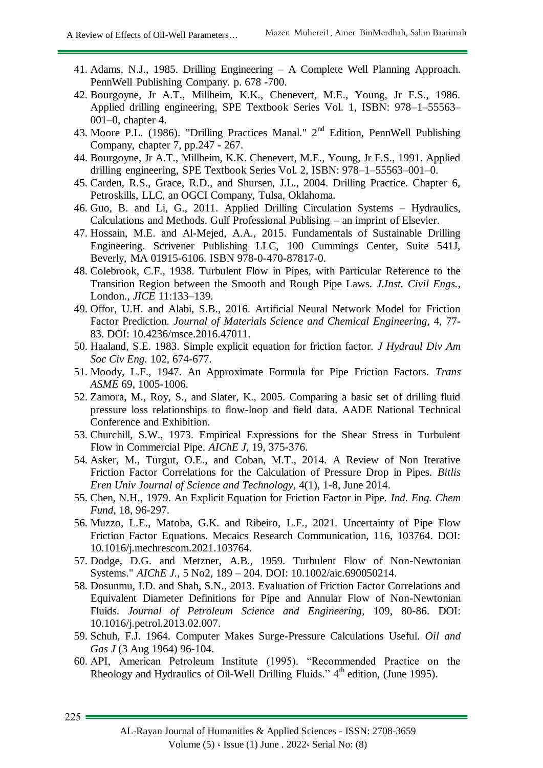41. Adams, N.J., 1985. Drilling Engineering – A Complete Well Planning Approach. PennWell Publishing Company. p. 678 -700.
42. Bourgoyne, Jr A.T., Millheim, K.K., Chenevert, M.E., Young, Jr F.S., 1986. Applied drilling engineering, SPE Textbook Series Vol. 1, ISBN: 978–1–55563–001–0, chapter 4.
43. Moore P.L. (1986). "Drilling Practices Manal." 2nd Edition, PennWell Publishing Company, chapter 7, pp.247 - 267.
44. Bourgoyne, Jr A.T., Millheim, K.K. Chenevert, M.E., Young, Jr F.S., 1991. Applied drilling engineering, SPE Textbook Series Vol. 2, ISBN: 978–1–55563–001–0.
45. Carden, R.S., Grace, R.D., and Shursen, J.L., 2004. Drilling Practice. Chapter 6, Petroskills, LLC, an OGCI Company, Tulsa, Oklahoma.
46. Guo, B. and Li, G., 2011. Applied Drilling Circulation Systems – Hydraulics, Calculations and Methods. Gulf Professional Publising – an imprint of Elsevier.
47. Hossain, M.E. and Al-Mejed, A.A., 2015. Fundamentals of Sustainable Drilling Engineering. Scrivener Publishing LLC, 100 Cummings Center, Suite 541J, Beverly, MA 01915-6106. ISBN 978-0-470-87817-0.
48. Colebrook, C.F., 1938. Turbulent Flow in Pipes, with Particular Reference to the Transition Region between the Smooth and Rough Pipe Laws. *J.Inst. Civil Engs.*, London., *JICE* 11:133–139.
49. Offor, U.H. and Alabi, S.B., 2016. Artificial Neural Network Model for Friction Factor Prediction. *Journal of Materials Science and Chemical Engineering*, 4, 77-83. DOI: 10.4236/msce.2016.47011.
50. Haaland, S.E. 1983. Simple explicit equation for friction factor. *J Hydraul Div Am Soc Civ Eng.* 102, 674-677.
51. Moody, L.F., 1947. An Approximate Formula for Pipe Friction Factors. *Trans ASME* 69, 1005-1006.
52. Zamora, M., Roy, S., and Slater, K., 2005. Comparing a basic set of drilling fluid pressure loss relationships to flow-loop and field data. AADE National Technical Conference and Exhibition.
53. Churchill, S.W., 1973. Empirical Expressions for the Shear Stress in Turbulent Flow in Commercial Pipe. *AIChE J*, 19, 375-376.
54. Asker, M., Turgut, O.E., and Coban, M.T., 2014. A Review of Non Iterative Friction Factor Correlations for the Calculation of Pressure Drop in Pipes. *Bitlis Eren Univ Journal of Science and Technology*, 4(1), 1-8, June 2014.
55. Chen, N.H., 1979. An Explicit Equation for Friction Factor in Pipe. *Ind. Eng. Chem Fund*, 18, 96-297.
56. Muzzo, L.E., Matoba, G.K. and Ribeiro, L.F., 2021. Uncertainty of Pipe Flow Friction Factor Equations. Mecaics Research Communication, 116, 103764. DOI: 10.1016/j.mechrescom.2021.103764.
57. Dodge, D.G. and Metzner, A.B., 1959. Turbulent Flow of Non-Newtonian Systems." *AIChE J.*, 5 No2, 189 – 204. DOI: 10.1002/aic.690050214.
58. Dosunmu, I.D. and Shah, S.N., 2013. Evaluation of Friction Factor Correlations and Equivalent Diameter Definitions for Pipe and Annular Flow of Non-Newtonian Fluids. *Journal of Petroleum Science and Engineering*, 109, 80-86. DOI: 10.1016/j.petrol.2013.02.007.
59. Schuh, F.J. 1964. Computer Makes Surge-Pressure Calculations Useful. *Oil and Gas J* (3 Aug 1964) 96-104.
60. API, American Petroleum Institute (1995). "Recommended Practice on the Rheology and Hydraulics of Oil-Well Drilling Fluids." 4th edition, (June 1995).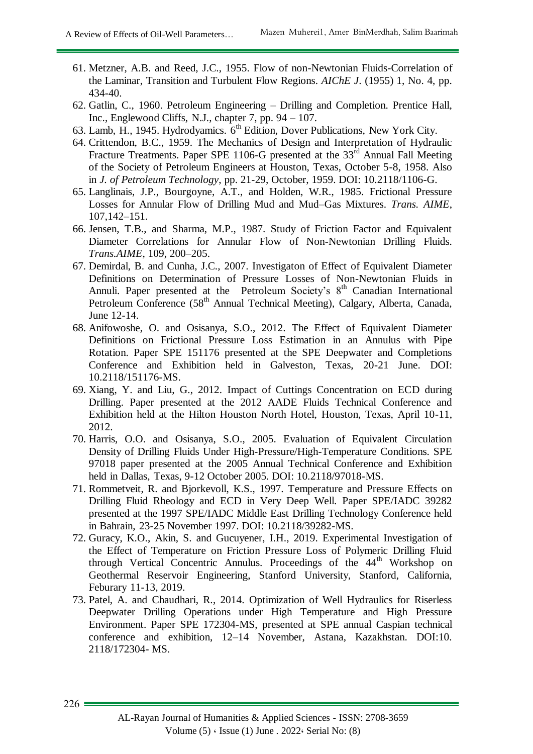61. Metzner, A.B. and Reed, J.C., 1955. Flow of non-Newtonian Fluids-Correlation of the Laminar, Transition and Turbulent Flow Regions. *AIChE J*. (1955) 1, No. 4, pp. 434-40.
62. Gatlin, C., 1960. Petroleum Engineering – Drilling and Completion. Prentice Hall, Inc., Englewood Cliffs, N.J., chapter 7, pp. 94 – 107.
63. Lamb, H., 1945. Hydrodyamics. 6th Edition, Dover Publications, New York City.
64. Crittendon, B.C., 1959. The Mechanics of Design and Interpretation of Hydraulic Fracture Treatments. Paper SPE 1106-G presented at the 33rd Annual Fall Meeting of the Society of Petroleum Engineers at Houston, Texas, October 5-8, 1958. Also in *J. of Petroleum Technology*, pp. 21-29, October, 1959. DOI: 10.2118/1106-G.
65. Langlinais, J.P., Bourgoyne, A.T., and Holden, W.R., 1985. Frictional Pressure Losses for Annular Flow of Drilling Mud and Mud–Gas Mixtures. *Trans. AIME*, 107,142–151.
66. Jensen, T.B., and Sharma, M.P., 1987. Study of Friction Factor and Equivalent Diameter Correlations for Annular Flow of Non-Newtonian Drilling Fluids. *Trans.AIME*, 109, 200–205.
67. Demirdal, B. and Cunha, J.C., 2007. Investigaton of Effect of Equivalent Diameter Definitions on Determination of Pressure Losses of Non-Newtonian Fluids in Annuli. Paper presented at the Petroleum Society's 8th Canadian International Petroleum Conference (58th Annual Technical Meeting), Calgary, Alberta, Canada, June 12-14.
68. Anifowoshe, O. and Osisanya, S.O., 2012. The Effect of Equivalent Diameter Definitions on Frictional Pressure Loss Estimation in an Annulus with Pipe Rotation. Paper SPE 151176 presented at the SPE Deepwater and Completions Conference and Exhibition held in Galveston, Texas, 20-21 June. DOI: 10.2118/151176-MS.
69. Xiang, Y. and Liu, G., 2012. Impact of Cuttings Concentration on ECD during Drilling. Paper presented at the 2012 AADE Fluids Technical Conference and Exhibition held at the Hilton Houston North Hotel, Houston, Texas, April 10-11, 2012.
70. Harris, O.O. and Osisanya, S.O., 2005. Evaluation of Equivalent Circulation Density of Drilling Fluids Under High-Pressure/High-Temperature Conditions. SPE 97018 paper presented at the 2005 Annual Technical Conference and Exhibition held in Dallas, Texas, 9-12 October 2005. DOI: 10.2118/97018-MS.
71. Rommetveit, R. and Bjorkevoll, K.S., 1997. Temperature and Pressure Effects on Drilling Fluid Rheology and ECD in Very Deep Well. Paper SPE/IADC 39282 presented at the 1997 SPE/IADC Middle East Drilling Technology Conference held in Bahrain, 23-25 November 1997. DOI: 10.2118/39282-MS.
72. Guracy, K.O., Akin, S. and Gucuyener, I.H., 2019. Experimental Investigation of the Effect of Temperature on Friction Pressure Loss of Polymeric Drilling Fluid through Vertical Concentric Annulus. Proceedings of the 44th Workshop on Geothermal Reservoir Engineering, Stanford University, Stanford, California, Feburary 11-13, 2019.
73. Patel, A. and Chaudhari, R., 2014. Optimization of Well Hydraulics for Riserless Deepwater Drilling Operations under High Temperature and High Pressure Environment. Paper SPE 172304-MS, presented at SPE annual Caspian technical conference and exhibition, 12–14 November, Astana, Kazakhstan. DOI:10. 2118/172304- MS.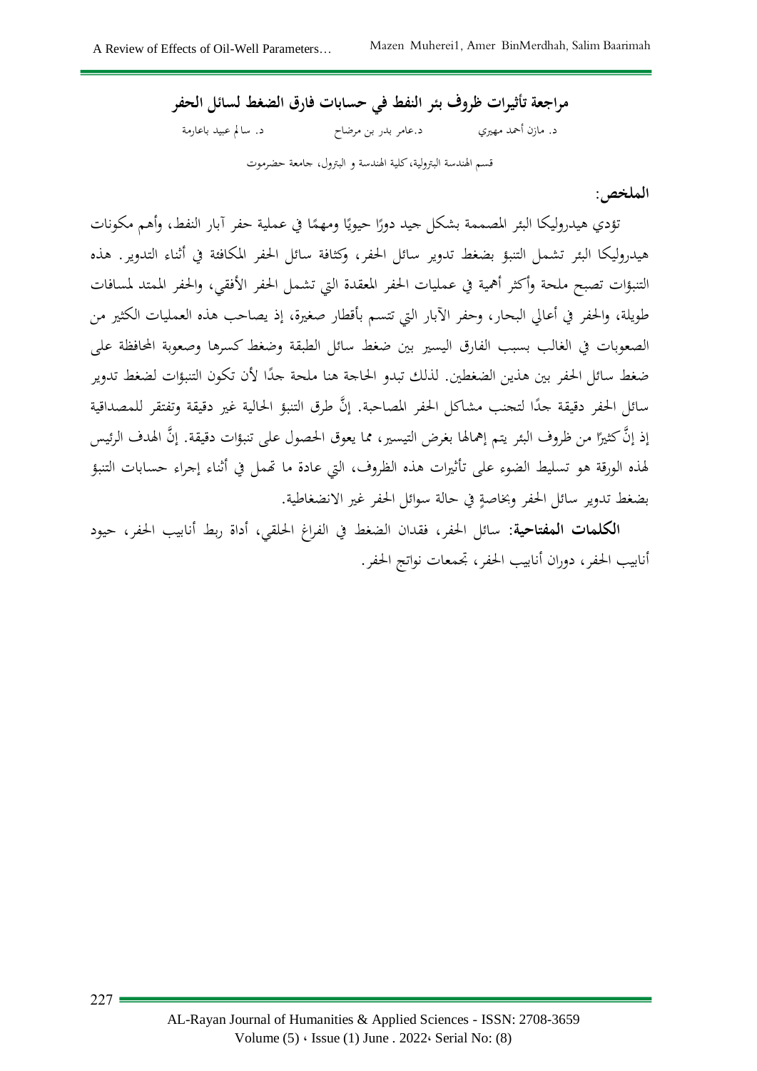## مراجعة تأثيرات ظروف بئر النفط في حسابات فارق الضغط لسائل الحفر

د. مازن أحمد مهيري &nbsp;&nbsp;&nbsp;&nbsp; د.عامر بدر بن مرضاح &nbsp;&nbsp;&nbsp;&nbsp; د. سالم عبيد باعارمة

قسم الهندسة البترولية، كلية الهندسة و البترول، جامعة حضرموت

**الملخص**:

تؤدي هيدروليكا البئر المصممة بشكل جيد دورًا حيويًا ومهمًا في عملية حفر آبار النفط، وأهم مكونات هيدروليكا البئر تشمل التنبؤ بضغط تدوير سائل الحفر، وكثافة سائل الحفر المكافئة في أثناء التدوير. هذه التنبؤات تصبح ملحة وأكثر أهمية في عمليات الحفر المعقدة التي تشمل الحفر الأفقي، والحفر الممتد لمسافات طويلة، والحفر في أعالي البحار، وحفر الآبار التي تتسم بأقطار صغيرة، إذ يصاحب هذه العمليات الكثير من الصعوبات في الغالب بسبب الفارق اليسير بين ضغط سائل الطبقة وضغط كسرها وصعوبة المحافظة على ضغط سائل الحفر بين هذين الضغطين. لذلك تبدو الحاجة هنا ملحة جدًا لأن تكون التنبؤات لضغط تدوير سائل الحفر دقيقة جدًا لتجنب مشاكل الحفر المصاحبة. إنَّ طرق التنبؤ الحالية غير دقيقة وتفتقر للمصداقية إذ إنَّ كثيرًا من ظروف البئر يتم إهمالها بغرض التيسير، مما يعوق الحصول على تنبؤات دقيقة. إنَّ الهدف الرئيس لهذه الورقة هو تسليط الضوء على تأثيرات هذه الظروف، التي عادة ما تهمل في أثناء إجراء حسابات التنبؤ بضغط تدوير سائل الحفر وبخاصةٍ في حالة سوائل الحفر غير الانضغاطية.

**الكلمات المفتاحية**: سائل الحفر، فقدان الضغط في الفراغ الحلقي، أداة ربط أنابيب الحفر، حيود أنابيب الحفر، دوران أنابيب الحفر، تجمعات نواتج الحفر.